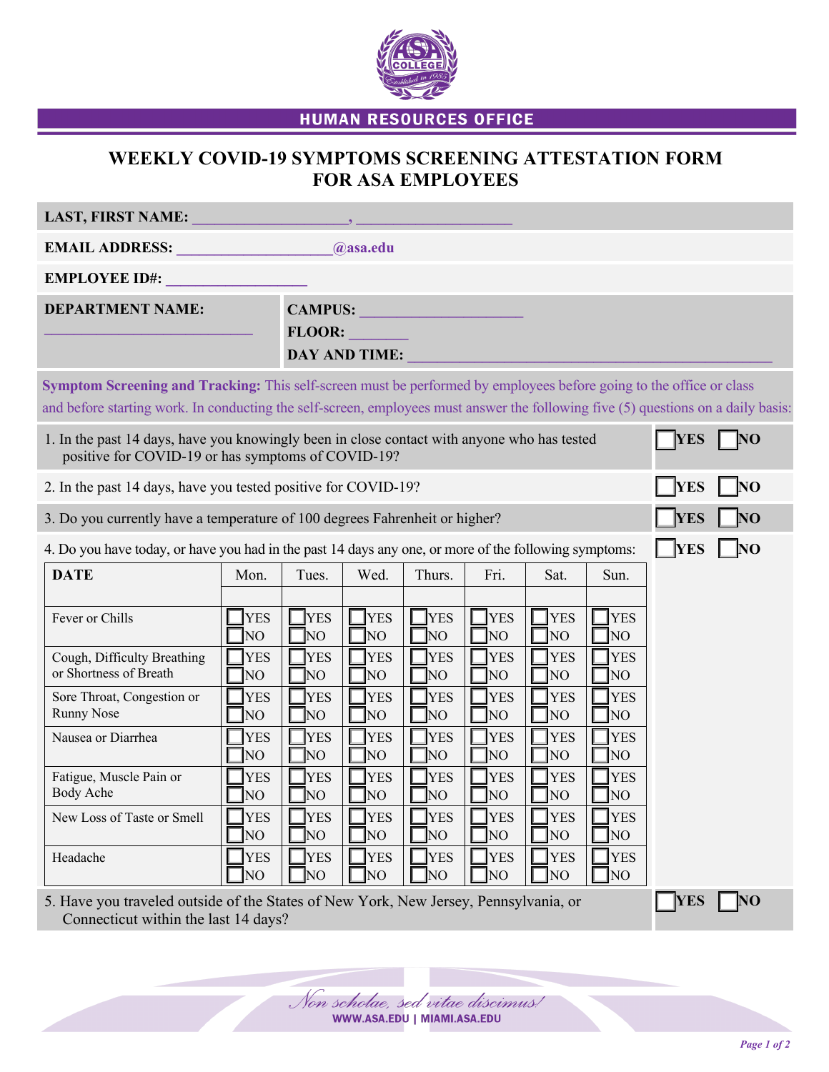HUMAN RESOURCES OFFICE

# WEEKLY COVID-19 SYMPTOMS SCREENING ATTESTATION FORM FOR ASA EMPLOYEES

**LAST, FIRST NAME:** ____________________, ____________________

**EMAIL ADDRESS:** ____________________@asa.edu

**EMPLOYEE ID#:** __________________

| **DEPARTMENT NAME:** ___________________________ | **CAMPUS:** ____________________<br>**FLOOR:** ________<br>**DAY AND TIME:** ______________________________________________ |
|---|---|

**Symptom Screening and Tracking:** This self-screen must be performed by employees before going to the office or class and before starting work. In conducting the self-screen, employees must answer the following five (5) questions on a daily basis:

| Question | Answer |
|---|---|
| 1. In the past 14 days, have you knowingly been in close contact with anyone who has tested positive for COVID-19 or has symptoms of COVID-19? | ☐ YES ☐ NO |
| 2. In the past 14 days, have you tested positive for COVID-19? | ☐ YES ☐ NO |
| 3. Do you currently have a temperature of 100 degrees Fahrenheit or higher? | ☐ YES ☐ NO |
| 4. Do you have today, or have you had in the past 14 days any one, or more of the following symptoms: | ☐ YES ☐ NO |

| **DATE** | Mon. | Tues. | Wed. | Thurs. | Fri. | Sat. | Sun. |
|---|---|---|---|---|---|---|---|
| | | | | | | | |
| Fever or Chills | ☐ YES ☐ NO | ☐ YES ☐ NO | ☐ YES ☐ NO | ☐ YES ☐ NO | ☐ YES ☐ NO | ☐ YES ☐ NO | ☐ YES ☐ NO |
| Cough, Difficulty Breathing or Shortness of Breath | ☐ YES ☐ NO | ☐ YES ☐ NO | ☐ YES ☐ NO | ☐ YES ☐ NO | ☐ YES ☐ NO | ☐ YES ☐ NO | ☐ YES ☐ NO |
| Sore Throat, Congestion or Runny Nose | ☐ YES ☐ NO | ☐ YES ☐ NO | ☐ YES ☐ NO | ☐ YES ☐ NO | ☐ YES ☐ NO | ☐ YES ☐ NO | ☐ YES ☐ NO |
| Nausea or Diarrhea | ☐ YES ☐ NO | ☐ YES ☐ NO | ☐ YES ☐ NO | ☐ YES ☐ NO | ☐ YES ☐ NO | ☐ YES ☐ NO | ☐ YES ☐ NO |
| Fatigue, Muscle Pain or Body Ache | ☐ YES ☐ NO | ☐ YES ☐ NO | ☐ YES ☐ NO | ☐ YES ☐ NO | ☐ YES ☐ NO | ☐ YES ☐ NO | ☐ YES ☐ NO |
| New Loss of Taste or Smell | ☐ YES ☐ NO | ☐ YES ☐ NO | ☐ YES ☐ NO | ☐ YES ☐ NO | ☐ YES ☐ NO | ☐ YES ☐ NO | ☐ YES ☐ NO |
| Headache | ☐ YES ☐ NO | ☐ YES ☐ NO | ☐ YES ☐ NO | ☐ YES ☐ NO | ☐ YES ☐ NO | ☐ YES ☐ NO | ☐ YES ☐ NO |

| Question | Answer |
|---|---|
| 5. Have you traveled outside of the States of New York, New Jersey, Pennsylvania, or Connecticut within the last 14 days? | ☐ YES ☐ NO |

*Non scholae, sed vitae discimus!*

WWW.ASA.EDU | MIAMI.ASA.EDU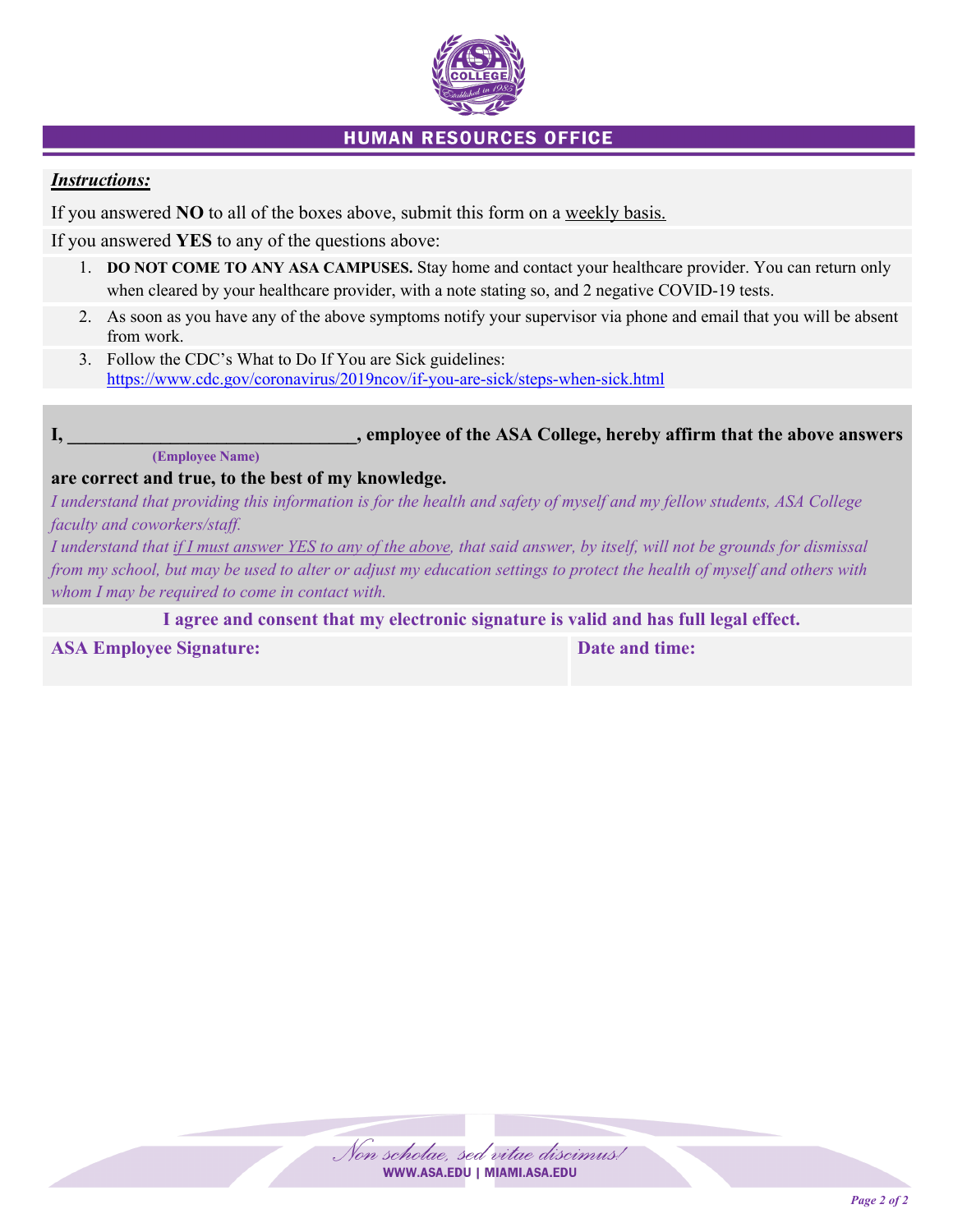## HUMAN RESOURCES OFFICE

***Instructions:***

If you answered **NO** to all of the boxes above, submit this form on a weekly basis.

If you answered **YES** to any of the questions above:

1. **DO NOT COME TO ANY ASA CAMPUSES.** Stay home and contact your healthcare provider. You can return only when cleared by your healthcare provider, with a note stating so, and 2 negative COVID-19 tests.
2. As soon as you have any of the above symptoms notify your supervisor via phone and email that you will be absent from work.
3. Follow the CDC's What to Do If You are Sick guidelines: https://www.cdc.gov/coronavirus/2019ncov/if-you-are-sick/steps-when-sick.html

**I, _______________________________, employee of the ASA College, hereby affirm that the above answers**
**(Employee Name)**
**are correct and true, to the best of my knowledge.**

*I understand that providing this information is for the health and safety of myself and my fellow students, ASA College faculty and coworkers/staff.*

*I understand that if I must answer YES to any of the above, that said answer, by itself, will not be grounds for dismissal from my school, but may be used to alter or adjust my education settings to protect the health of myself and others with whom I may be required to come in contact with.*

**I agree and consent that my electronic signature is valid and has full legal effect.**

| | |
|---|---|
| **ASA Employee Signature:** | **Date and time:** |

*Non scholae, sed vitae discimus!*

WWW.ASA.EDU | MIAMI.ASA.EDU